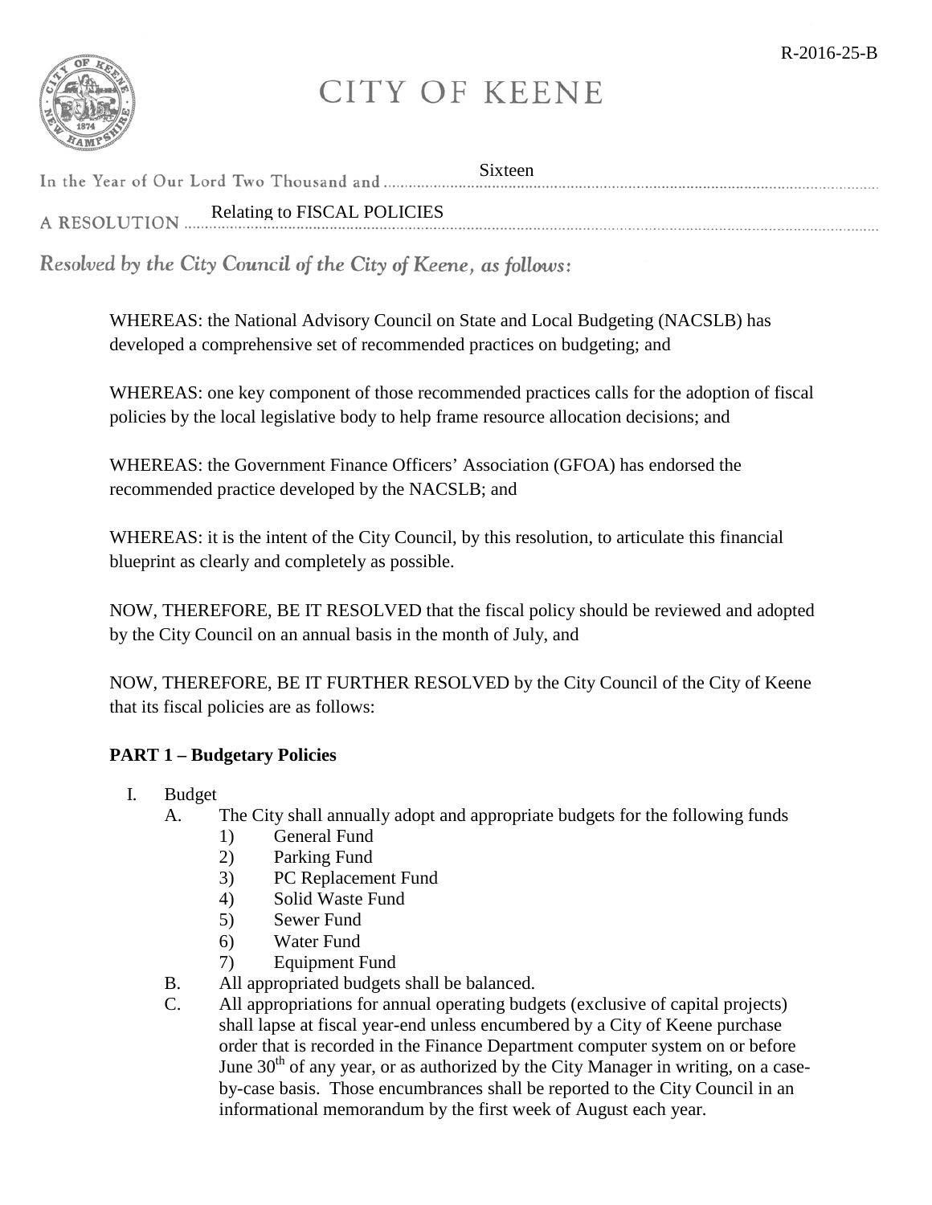R-2016-25-B

# CITY OF KEENE

In the Year of Our Lord Two Thousand and Sixteen

A RESOLUTION Relating to FISCAL POLICIES

*Resolved by the City Council of the City of Keene, as follows:*

WHEREAS: the National Advisory Council on State and Local Budgeting (NACSLB) has developed a comprehensive set of recommended practices on budgeting; and

WHEREAS: one key component of those recommended practices calls for the adoption of fiscal policies by the local legislative body to help frame resource allocation decisions; and

WHEREAS: the Government Finance Officers' Association (GFOA) has endorsed the recommended practice developed by the NACSLB; and

WHEREAS: it is the intent of the City Council, by this resolution, to articulate this financial blueprint as clearly and completely as possible.

NOW, THEREFORE, BE IT RESOLVED that the fiscal policy should be reviewed and adopted by the City Council on an annual basis in the month of July, and

NOW, THEREFORE, BE IT FURTHER RESOLVED by the City Council of the City of Keene that its fiscal policies are as follows:

**PART 1 – Budgetary Policies**

I. Budget
   - A. The City shall annually adopt and appropriate budgets for the following funds
     1) General Fund
     2) Parking Fund
     3) PC Replacement Fund
     4) Solid Waste Fund
     5) Sewer Fund
     6) Water Fund
     7) Equipment Fund
   - B. All appropriated budgets shall be balanced.
   - C. All appropriations for annual operating budgets (exclusive of capital projects) shall lapse at fiscal year-end unless encumbered by a City of Keene purchase order that is recorded in the Finance Department computer system on or before June 30th of any year, or as authorized by the City Manager in writing, on a case-by-case basis. Those encumbrances shall be reported to the City Council in an informational memorandum by the first week of August each year.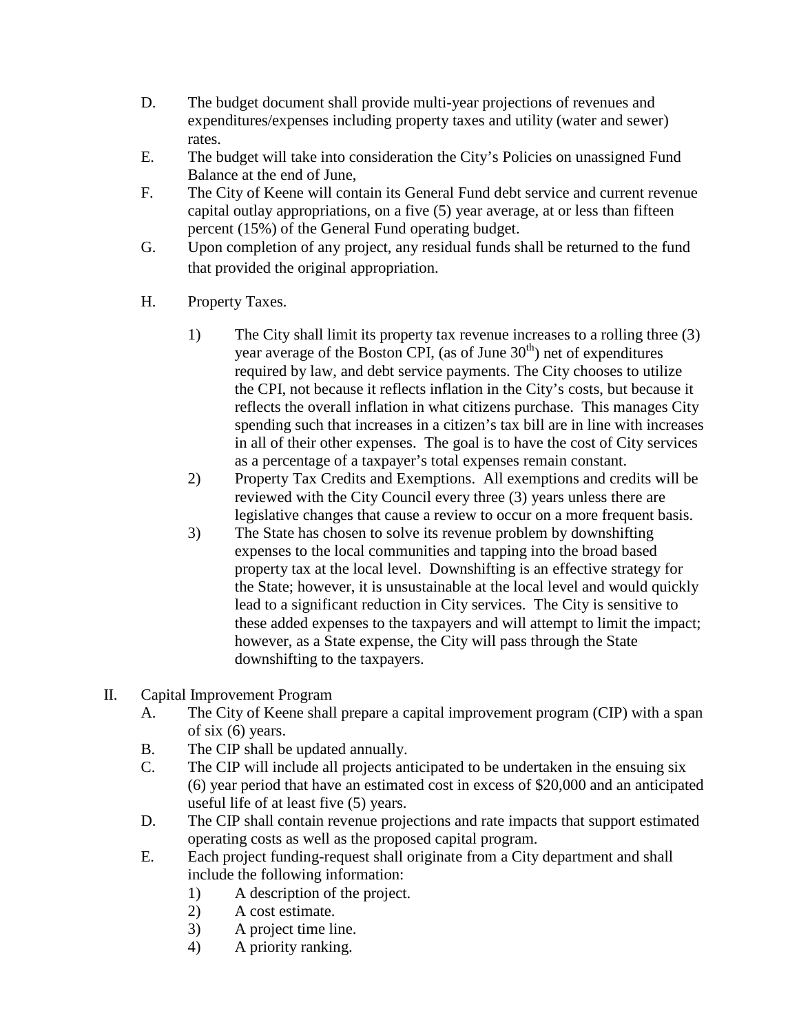D. The budget document shall provide multi-year projections of revenues and expenditures/expenses including property taxes and utility (water and sewer) rates.

E. The budget will take into consideration the City's Policies on unassigned Fund Balance at the end of June,

F. The City of Keene will contain its General Fund debt service and current revenue capital outlay appropriations, on a five (5) year average, at or less than fifteen percent (15%) of the General Fund operating budget.

G. Upon completion of any project, any residual funds shall be returned to the fund that provided the original appropriation.

H. Property Taxes.

1) The City shall limit its property tax revenue increases to a rolling three (3) year average of the Boston CPI, (as of June 30th) net of expenditures required by law, and debt service payments. The City chooses to utilize the CPI, not because it reflects inflation in the City's costs, but because it reflects the overall inflation in what citizens purchase. This manages City spending such that increases in a citizen's tax bill are in line with increases in all of their other expenses. The goal is to have the cost of City services as a percentage of a taxpayer's total expenses remain constant.

2) Property Tax Credits and Exemptions. All exemptions and credits will be reviewed with the City Council every three (3) years unless there are legislative changes that cause a review to occur on a more frequent basis.

3) The State has chosen to solve its revenue problem by downshifting expenses to the local communities and tapping into the broad based property tax at the local level. Downshifting is an effective strategy for the State; however, it is unsustainable at the local level and would quickly lead to a significant reduction in City services. The City is sensitive to these added expenses to the taxpayers and will attempt to limit the impact; however, as a State expense, the City will pass through the State downshifting to the taxpayers.

II. Capital Improvement Program

A. The City of Keene shall prepare a capital improvement program (CIP) with a span of six (6) years.

B. The CIP shall be updated annually.

C. The CIP will include all projects anticipated to be undertaken in the ensuing six (6) year period that have an estimated cost in excess of $20,000 and an anticipated useful life of at least five (5) years.

D. The CIP shall contain revenue projections and rate impacts that support estimated operating costs as well as the proposed capital program.

E. Each project funding-request shall originate from a City department and shall include the following information:

1) A description of the project.
2) A cost estimate.
3) A project time line.
4) A priority ranking.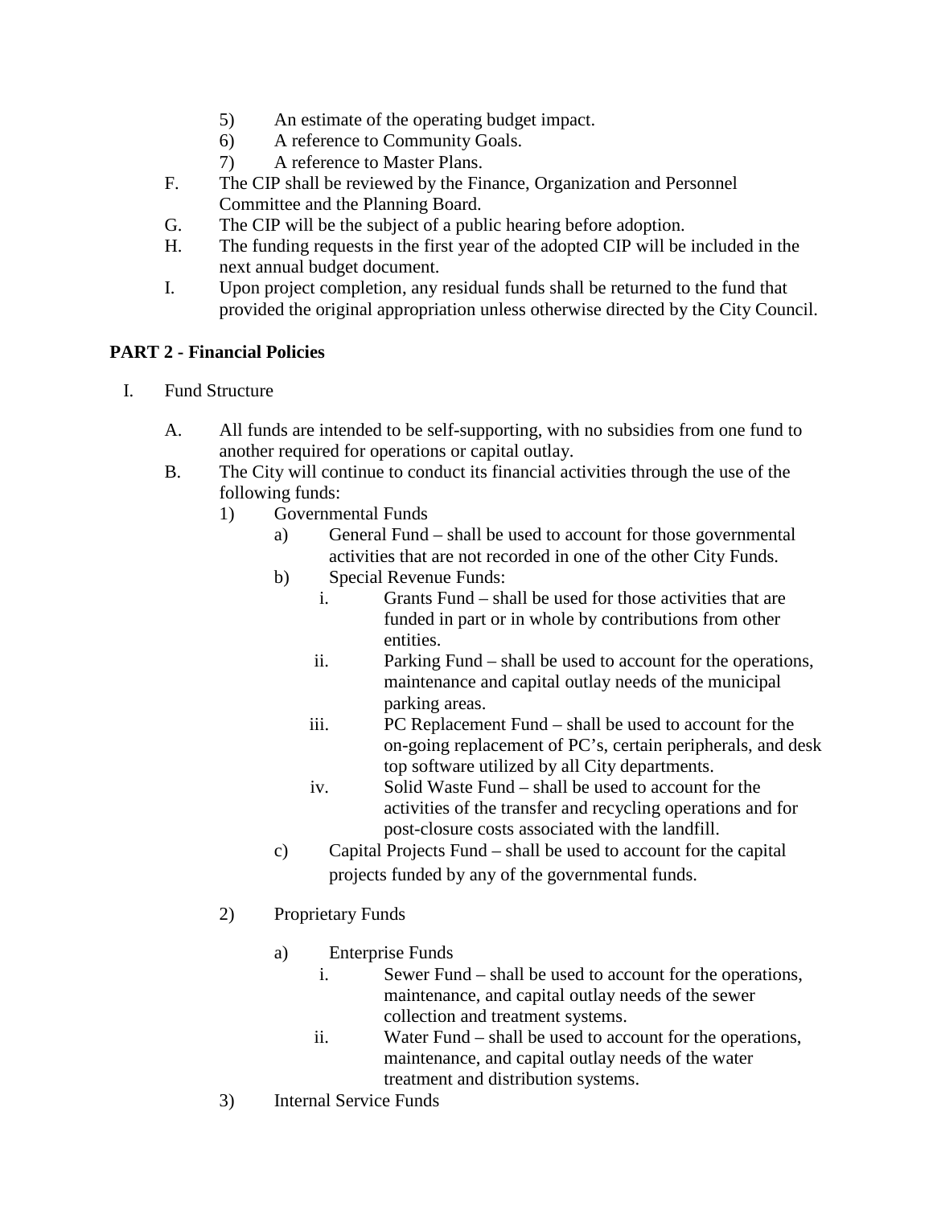5) An estimate of the operating budget impact.
6) A reference to Community Goals.
7) A reference to Master Plans.

F. The CIP shall be reviewed by the Finance, Organization and Personnel Committee and the Planning Board.

G. The CIP will be the subject of a public hearing before adoption.

H. The funding requests in the first year of the adopted CIP will be included in the next annual budget document.

I. Upon project completion, any residual funds shall be returned to the fund that provided the original appropriation unless otherwise directed by the City Council.

**PART 2 - Financial Policies**

I. Fund Structure

A. All funds are intended to be self-supporting, with no subsidies from one fund to another required for operations or capital outlay.

B. The City will continue to conduct its financial activities through the use of the following funds:

1) Governmental Funds
   - a) General Fund – shall be used to account for those governmental activities that are not recorded in one of the other City Funds.
   - b) Special Revenue Funds:
     - i. Grants Fund – shall be used for those activities that are funded in part or in whole by contributions from other entities.
     - ii. Parking Fund – shall be used to account for the operations, maintenance and capital outlay needs of the municipal parking areas.
     - iii. PC Replacement Fund – shall be used to account for the on-going replacement of PC's, certain peripherals, and desk top software utilized by all City departments.
     - iv. Solid Waste Fund – shall be used to account for the activities of the transfer and recycling operations and for post-closure costs associated with the landfill.
   - c) Capital Projects Fund – shall be used to account for the capital projects funded by any of the governmental funds.

2) Proprietary Funds
   - a) Enterprise Funds
     - i. Sewer Fund – shall be used to account for the operations, maintenance, and capital outlay needs of the sewer collection and treatment systems.
     - ii. Water Fund – shall be used to account for the operations, maintenance, and capital outlay needs of the water treatment and distribution systems.

3) Internal Service Funds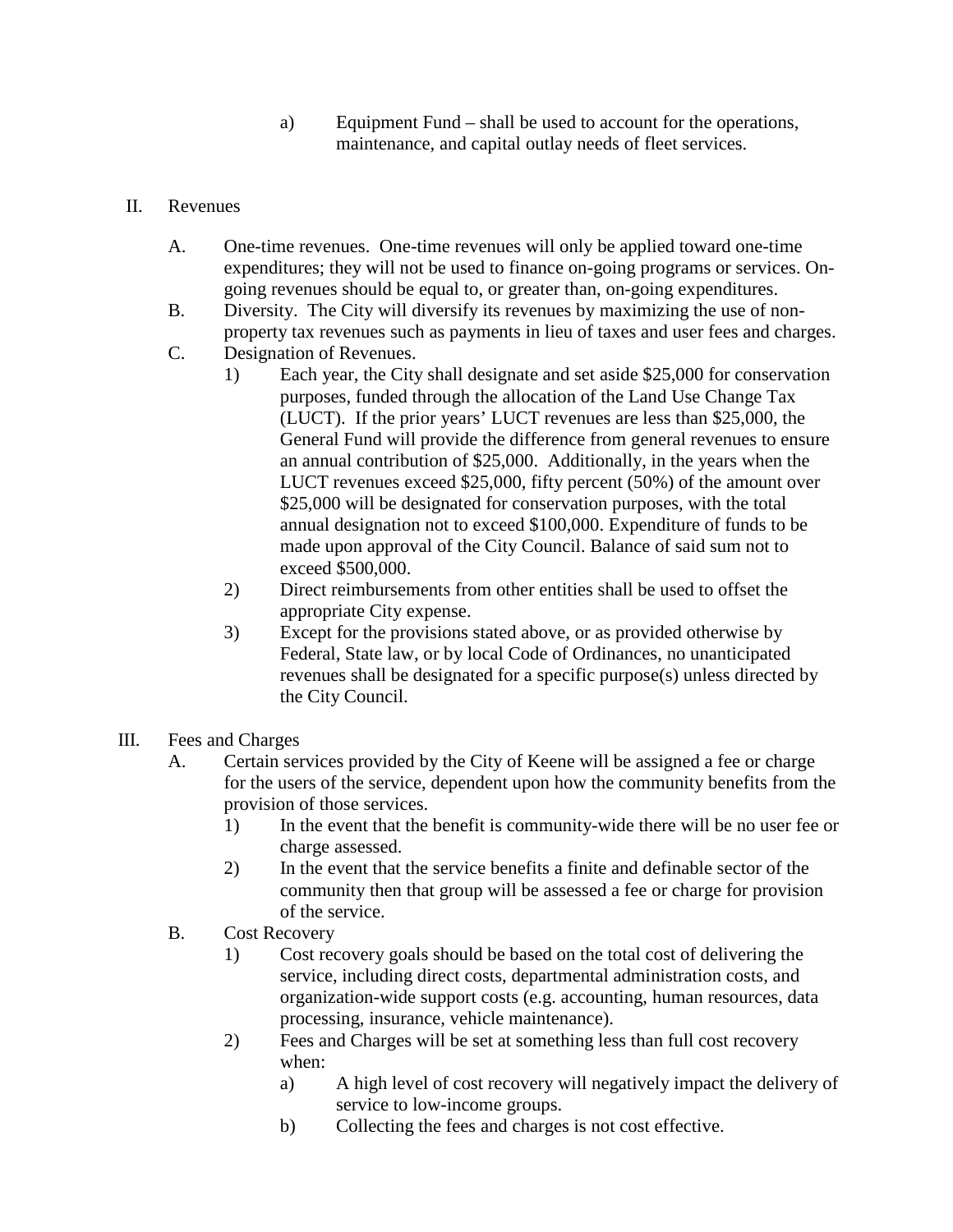a) Equipment Fund – shall be used to account for the operations, maintenance, and capital outlay needs of fleet services.

II. Revenues

A. One-time revenues. One-time revenues will only be applied toward one-time expenditures; they will not be used to finance on-going programs or services. On-going revenues should be equal to, or greater than, on-going expenditures.

B. Diversity. The City will diversify its revenues by maximizing the use of non-property tax revenues such as payments in lieu of taxes and user fees and charges.

C. Designation of Revenues.

1) Each year, the City shall designate and set aside $25,000 for conservation purposes, funded through the allocation of the Land Use Change Tax (LUCT). If the prior years' LUCT revenues are less than $25,000, the General Fund will provide the difference from general revenues to ensure an annual contribution of $25,000. Additionally, in the years when the LUCT revenues exceed $25,000, fifty percent (50%) of the amount over $25,000 will be designated for conservation purposes, with the total annual designation not to exceed $100,000. Expenditure of funds to be made upon approval of the City Council. Balance of said sum not to exceed $500,000.

2) Direct reimbursements from other entities shall be used to offset the appropriate City expense.

3) Except for the provisions stated above, or as provided otherwise by Federal, State law, or by local Code of Ordinances, no unanticipated revenues shall be designated for a specific purpose(s) unless directed by the City Council.

III. Fees and Charges

A. Certain services provided by the City of Keene will be assigned a fee or charge for the users of the service, dependent upon how the community benefits from the provision of those services.

1) In the event that the benefit is community-wide there will be no user fee or charge assessed.

2) In the event that the service benefits a finite and definable sector of the community then that group will be assessed a fee or charge for provision of the service.

B. Cost Recovery

1) Cost recovery goals should be based on the total cost of delivering the service, including direct costs, departmental administration costs, and organization-wide support costs (e.g. accounting, human resources, data processing, insurance, vehicle maintenance).

2) Fees and Charges will be set at something less than full cost recovery when:

a) A high level of cost recovery will negatively impact the delivery of service to low-income groups.

b) Collecting the fees and charges is not cost effective.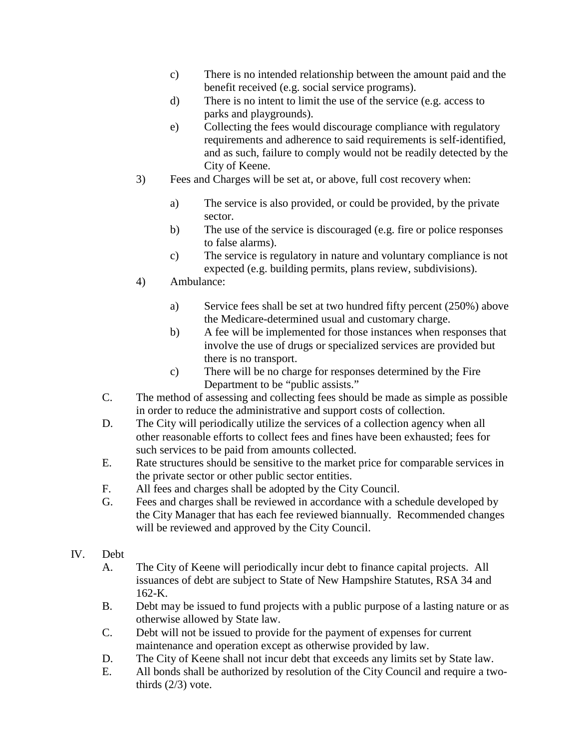c) There is no intended relationship between the amount paid and the benefit received (e.g. social service programs).
   d) There is no intent to limit the use of the service (e.g. access to parks and playgrounds).
   e) Collecting the fees would discourage compliance with regulatory requirements and adherence to said requirements is self-identified, and as such, failure to comply would not be readily detected by the City of Keene.

3) Fees and Charges will be set at, or above, full cost recovery when:

   a) The service is also provided, or could be provided, by the private sector.
   b) The use of the service is discouraged (e.g. fire or police responses to false alarms).
   c) The service is regulatory in nature and voluntary compliance is not expected (e.g. building permits, plans review, subdivisions).

4) Ambulance:

   a) Service fees shall be set at two hundred fifty percent (250%) above the Medicare-determined usual and customary charge.
   b) A fee will be implemented for those instances when responses that involve the use of drugs or specialized services are provided but there is no transport.
   c) There will be no charge for responses determined by the Fire Department to be "public assists."

C. The method of assessing and collecting fees should be made as simple as possible in order to reduce the administrative and support costs of collection.

D. The City will periodically utilize the services of a collection agency when all other reasonable efforts to collect fees and fines have been exhausted; fees for such services to be paid from amounts collected.

E. Rate structures should be sensitive to the market price for comparable services in the private sector or other public sector entities.

F. All fees and charges shall be adopted by the City Council.

G. Fees and charges shall be reviewed in accordance with a schedule developed by the City Manager that has each fee reviewed biannually. Recommended changes will be reviewed and approved by the City Council.

## IV. Debt

A. The City of Keene will periodically incur debt to finance capital projects. All issuances of debt are subject to State of New Hampshire Statutes, RSA 34 and 162-K.

B. Debt may be issued to fund projects with a public purpose of a lasting nature or as otherwise allowed by State law.

C. Debt will not be issued to provide for the payment of expenses for current maintenance and operation except as otherwise provided by law.

D. The City of Keene shall not incur debt that exceeds any limits set by State law.

E. All bonds shall be authorized by resolution of the City Council and require a two-thirds (2/3) vote.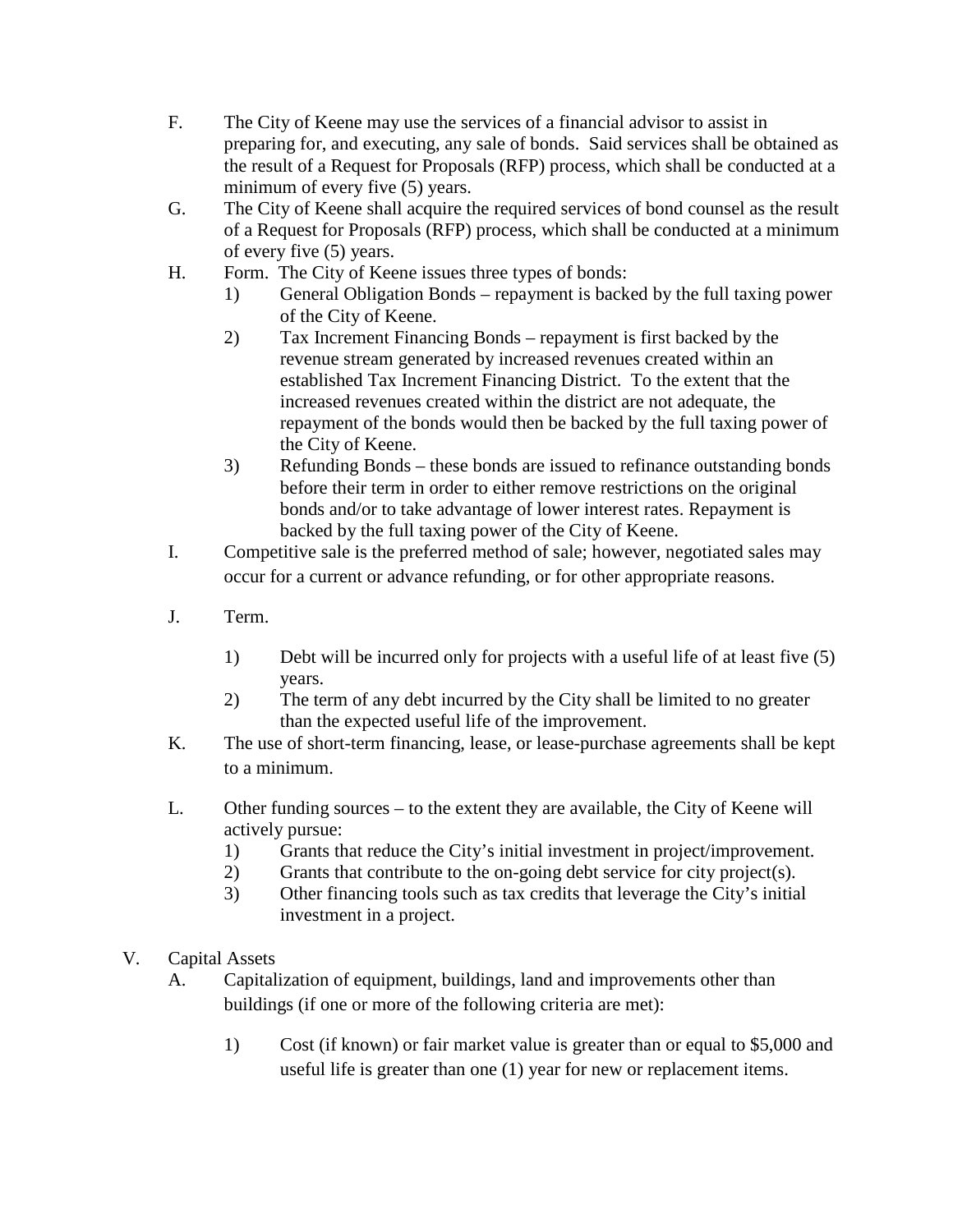F. The City of Keene may use the services of a financial advisor to assist in preparing for, and executing, any sale of bonds. Said services shall be obtained as the result of a Request for Proposals (RFP) process, which shall be conducted at a minimum of every five (5) years.

G. The City of Keene shall acquire the required services of bond counsel as the result of a Request for Proposals (RFP) process, which shall be conducted at a minimum of every five (5) years.

H. Form. The City of Keene issues three types of bonds:
   1) General Obligation Bonds – repayment is backed by the full taxing power of the City of Keene.
   2) Tax Increment Financing Bonds – repayment is first backed by the revenue stream generated by increased revenues created within an established Tax Increment Financing District. To the extent that the increased revenues created within the district are not adequate, the repayment of the bonds would then be backed by the full taxing power of the City of Keene.
   3) Refunding Bonds – these bonds are issued to refinance outstanding bonds before their term in order to either remove restrictions on the original bonds and/or to take advantage of lower interest rates. Repayment is backed by the full taxing power of the City of Keene.

I. Competitive sale is the preferred method of sale; however, negotiated sales may occur for a current or advance refunding, or for other appropriate reasons.

J. Term.
   1) Debt will be incurred only for projects with a useful life of at least five (5) years.
   2) The term of any debt incurred by the City shall be limited to no greater than the expected useful life of the improvement.

K. The use of short-term financing, lease, or lease-purchase agreements shall be kept to a minimum.

L. Other funding sources – to the extent they are available, the City of Keene will actively pursue:
   1) Grants that reduce the City's initial investment in project/improvement.
   2) Grants that contribute to the on-going debt service for city project(s).
   3) Other financing tools such as tax credits that leverage the City's initial investment in a project.

V. Capital Assets

A. Capitalization of equipment, buildings, land and improvements other than buildings (if one or more of the following criteria are met):
   1) Cost (if known) or fair market value is greater than or equal to $5,000 and useful life is greater than one (1) year for new or replacement items.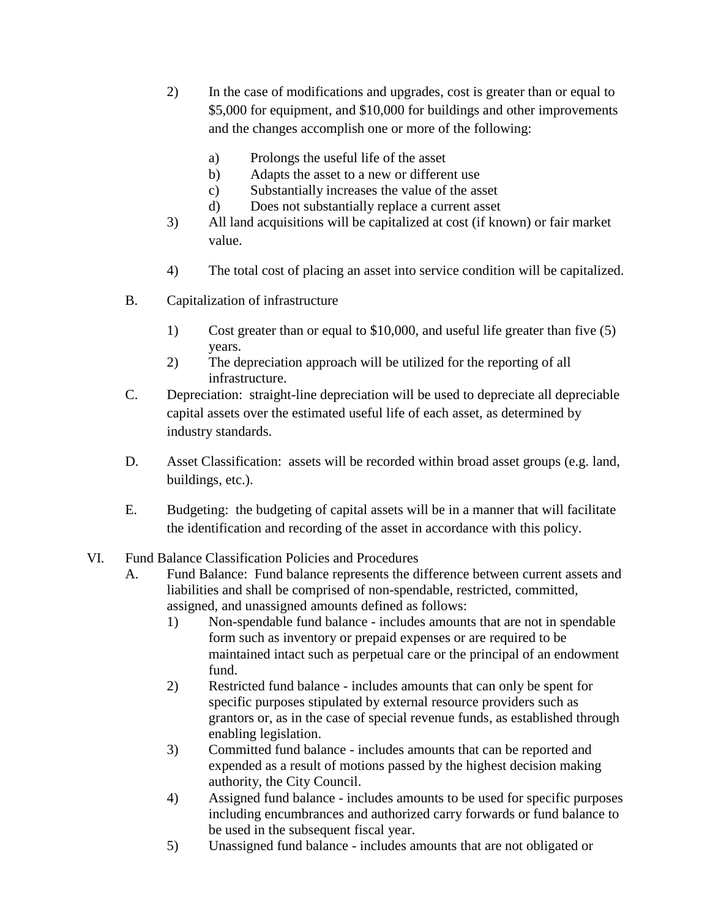2) In the case of modifications and upgrades, cost is greater than or equal to $5,000 for equipment, and $10,000 for buildings and other improvements and the changes accomplish one or more of the following:

   a) Prolongs the useful life of the asset
   b) Adapts the asset to a new or different use
   c) Substantially increases the value of the asset
   d) Does not substantially replace a current asset

3) All land acquisitions will be capitalized at cost (if known) or fair market value.

4) The total cost of placing an asset into service condition will be capitalized.

B. Capitalization of infrastructure

   1) Cost greater than or equal to $10,000, and useful life greater than five (5) years.
   2) The depreciation approach will be utilized for the reporting of all infrastructure.

C. Depreciation: straight-line depreciation will be used to depreciate all depreciable capital assets over the estimated useful life of each asset, as determined by industry standards.

D. Asset Classification: assets will be recorded within broad asset groups (e.g. land, buildings, etc.).

E. Budgeting: the budgeting of capital assets will be in a manner that will facilitate the identification and recording of the asset in accordance with this policy.

VI. Fund Balance Classification Policies and Procedures

A. Fund Balance: Fund balance represents the difference between current assets and liabilities and shall be comprised of non-spendable, restricted, committed, assigned, and unassigned amounts defined as follows:

   1) Non-spendable fund balance - includes amounts that are not in spendable form such as inventory or prepaid expenses or are required to be maintained intact such as perpetual care or the principal of an endowment fund.
   2) Restricted fund balance - includes amounts that can only be spent for specific purposes stipulated by external resource providers such as grantors or, as in the case of special revenue funds, as established through enabling legislation.
   3) Committed fund balance - includes amounts that can be reported and expended as a result of motions passed by the highest decision making authority, the City Council.
   4) Assigned fund balance - includes amounts to be used for specific purposes including encumbrances and authorized carry forwards or fund balance to be used in the subsequent fiscal year.
   5) Unassigned fund balance - includes amounts that are not obligated or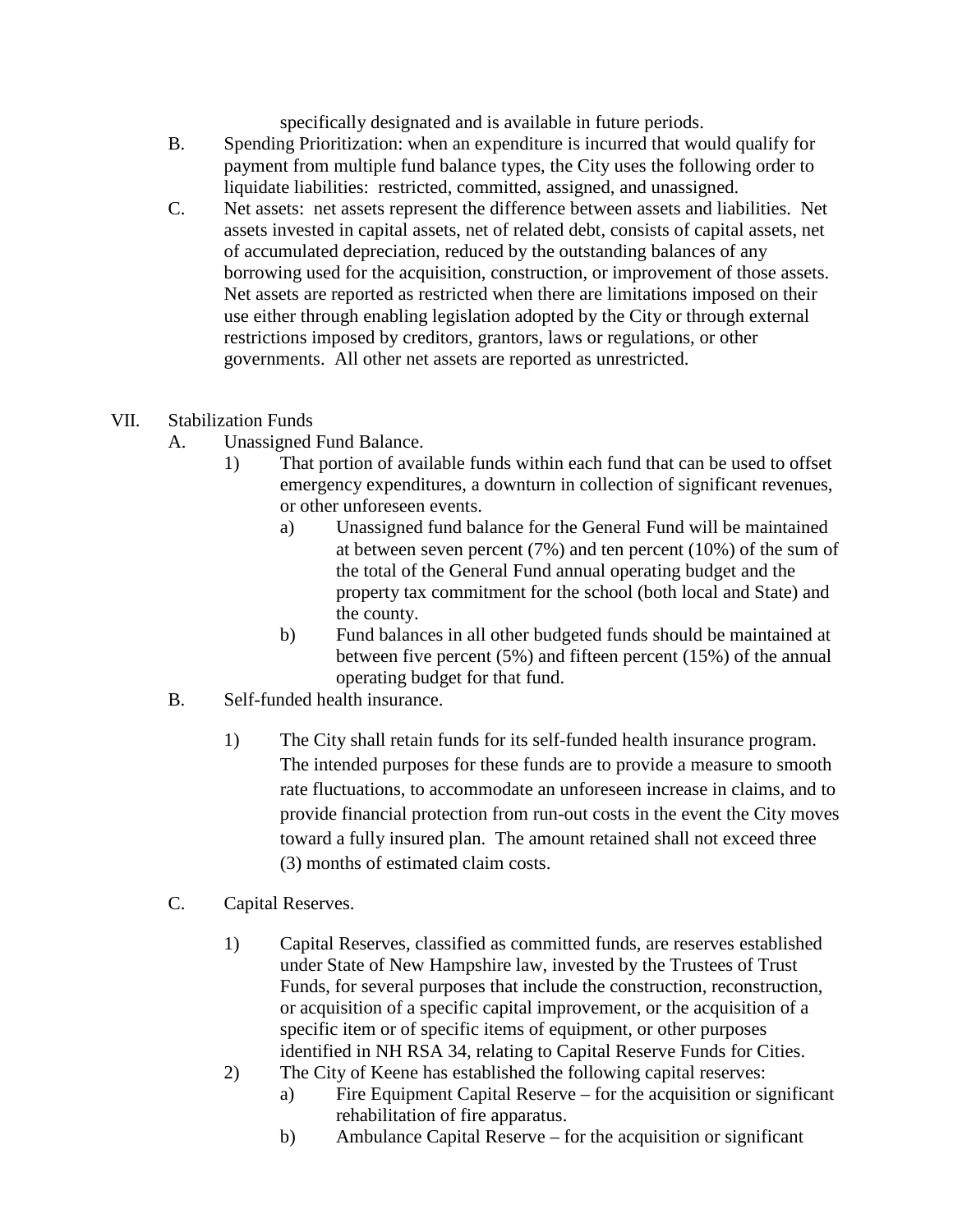specifically designated and is available in future periods.

B. Spending Prioritization: when an expenditure is incurred that would qualify for payment from multiple fund balance types, the City uses the following order to liquidate liabilities: restricted, committed, assigned, and unassigned.

C. Net assets: net assets represent the difference between assets and liabilities. Net assets invested in capital assets, net of related debt, consists of capital assets, net of accumulated depreciation, reduced by the outstanding balances of any borrowing used for the acquisition, construction, or improvement of those assets. Net assets are reported as restricted when there are limitations imposed on their use either through enabling legislation adopted by the City or through external restrictions imposed by creditors, grantors, laws or regulations, or other governments. All other net assets are reported as unrestricted.

VII. Stabilization Funds

A. Unassigned Fund Balance.

1) That portion of available funds within each fund that can be used to offset emergency expenditures, a downturn in collection of significant revenues, or other unforeseen events.

a) Unassigned fund balance for the General Fund will be maintained at between seven percent (7%) and ten percent (10%) of the sum of the total of the General Fund annual operating budget and the property tax commitment for the school (both local and State) and the county.

b) Fund balances in all other budgeted funds should be maintained at between five percent (5%) and fifteen percent (15%) of the annual operating budget for that fund.

B. Self-funded health insurance.

1) The City shall retain funds for its self-funded health insurance program. The intended purposes for these funds are to provide a measure to smooth rate fluctuations, to accommodate an unforeseen increase in claims, and to provide financial protection from run-out costs in the event the City moves toward a fully insured plan. The amount retained shall not exceed three (3) months of estimated claim costs.

C. Capital Reserves.

1) Capital Reserves, classified as committed funds, are reserves established under State of New Hampshire law, invested by the Trustees of Trust Funds, for several purposes that include the construction, reconstruction, or acquisition of a specific capital improvement, or the acquisition of a specific item or of specific items of equipment, or other purposes identified in NH RSA 34, relating to Capital Reserve Funds for Cities.

2) The City of Keene has established the following capital reserves:

a) Fire Equipment Capital Reserve – for the acquisition or significant rehabilitation of fire apparatus.

b) Ambulance Capital Reserve – for the acquisition or significant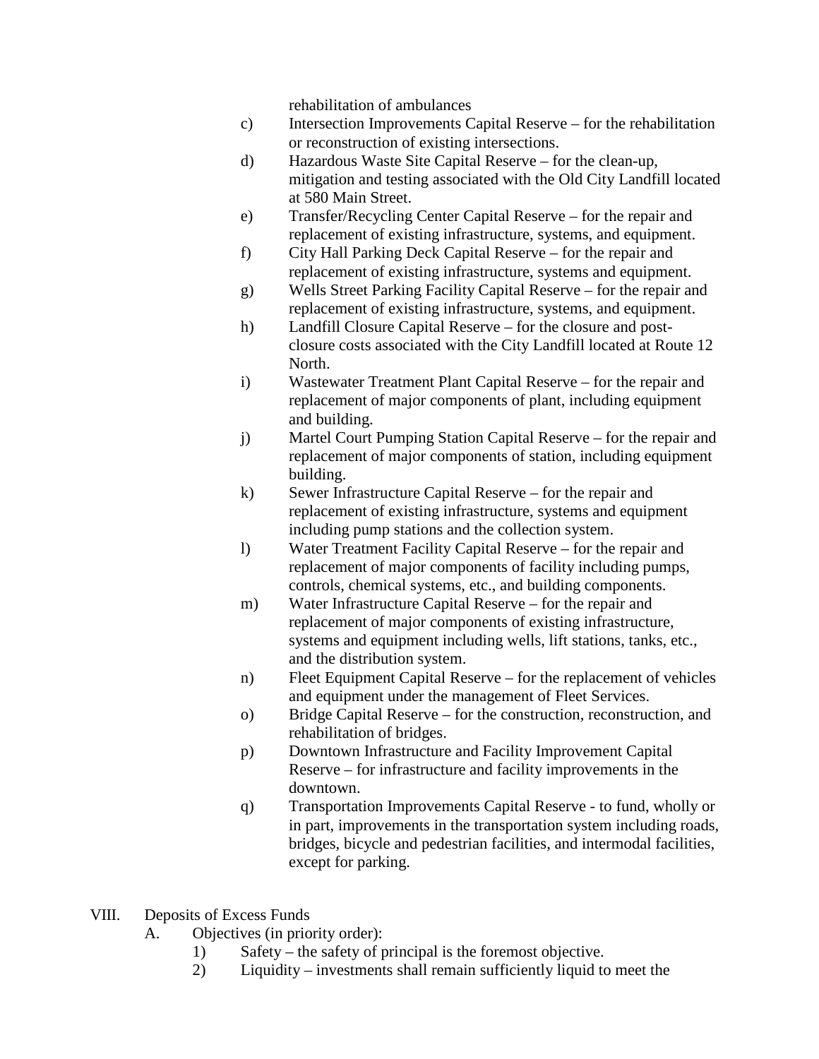rehabilitation of ambulances

c) Intersection Improvements Capital Reserve – for the rehabilitation or reconstruction of existing intersections.

d) Hazardous Waste Site Capital Reserve – for the clean-up, mitigation and testing associated with the Old City Landfill located at 580 Main Street.

e) Transfer/Recycling Center Capital Reserve – for the repair and replacement of existing infrastructure, systems, and equipment.

f) City Hall Parking Deck Capital Reserve – for the repair and replacement of existing infrastructure, systems and equipment.

g) Wells Street Parking Facility Capital Reserve – for the repair and replacement of existing infrastructure, systems, and equipment.

h) Landfill Closure Capital Reserve – for the closure and post-closure costs associated with the City Landfill located at Route 12 North.

i) Wastewater Treatment Plant Capital Reserve – for the repair and replacement of major components of plant, including equipment and building.

j) Martel Court Pumping Station Capital Reserve – for the repair and replacement of major components of station, including equipment building.

k) Sewer Infrastructure Capital Reserve – for the repair and replacement of existing infrastructure, systems and equipment including pump stations and the collection system.

l) Water Treatment Facility Capital Reserve – for the repair and replacement of major components of facility including pumps, controls, chemical systems, etc., and building components.

m) Water Infrastructure Capital Reserve – for the repair and replacement of major components of existing infrastructure, systems and equipment including wells, lift stations, tanks, etc., and the distribution system.

n) Fleet Equipment Capital Reserve – for the replacement of vehicles and equipment under the management of Fleet Services.

o) Bridge Capital Reserve – for the construction, reconstruction, and rehabilitation of bridges.

p) Downtown Infrastructure and Facility Improvement Capital Reserve – for infrastructure and facility improvements in the downtown.

q) Transportation Improvements Capital Reserve - to fund, wholly or in part, improvements in the transportation system including roads, bridges, bicycle and pedestrian facilities, and intermodal facilities, except for parking.

## VIII. Deposits of Excess Funds

A. Objectives (in priority order):

1) Safety – the safety of principal is the foremost objective.

2) Liquidity – investments shall remain sufficiently liquid to meet the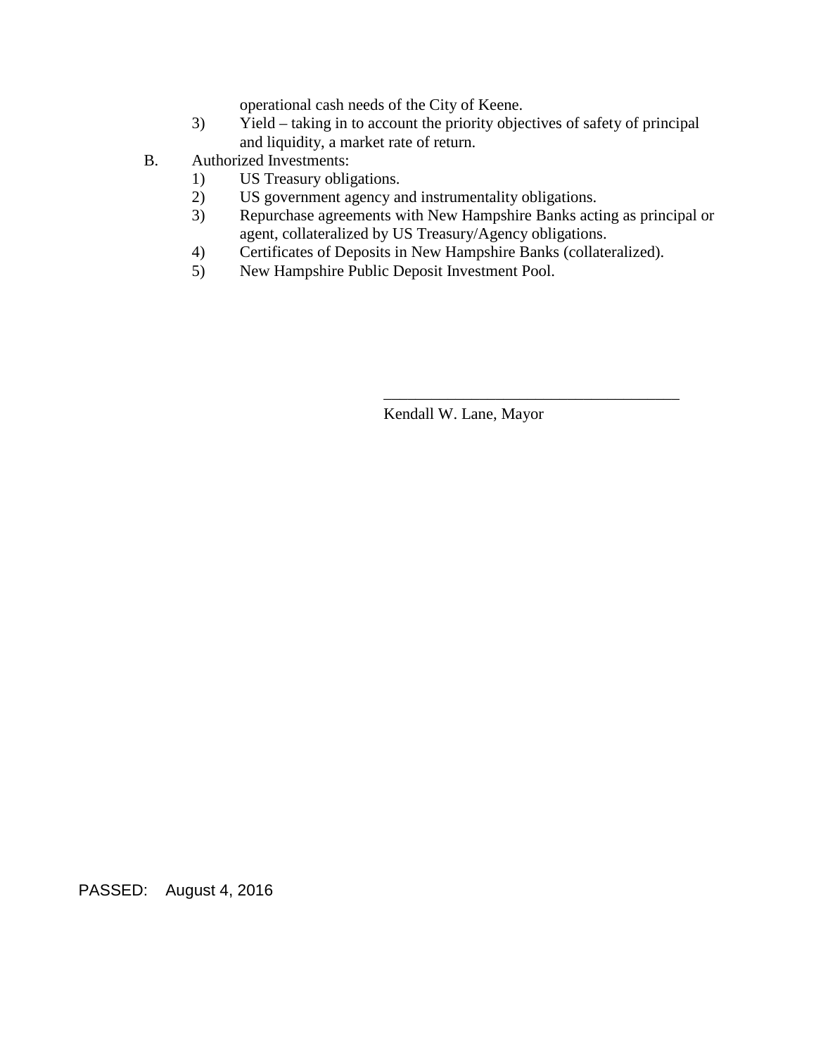operational cash needs of the City of Keene.

3) Yield – taking in to account the priority objectives of safety of principal and liquidity, a market rate of return.

B. Authorized Investments:

1) US Treasury obligations.
2) US government agency and instrumentality obligations.
3) Repurchase agreements with New Hampshire Banks acting as principal or agent, collateralized by US Treasury/Agency obligations.
4) Certificates of Deposits in New Hampshire Banks (collateralized).
5) New Hampshire Public Deposit Investment Pool.

_____________________________________
Kendall W. Lane, Mayor

PASSED: August 4, 2016